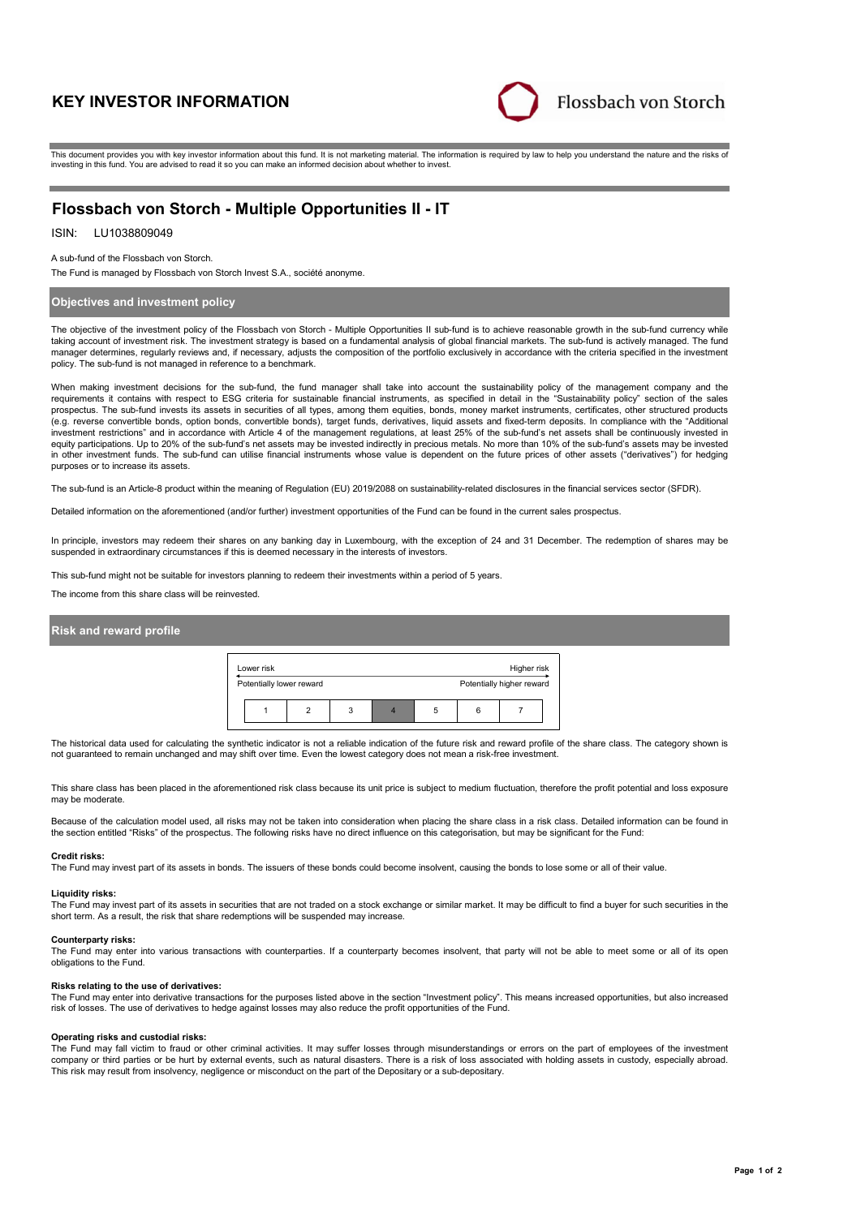# KEY INVESTOR INFORMATION

Flossbach von Storch

This document provides you with key investor information about this fund. It is not marketing material. The information is required by law to help you understand the nature and the risks of investing in this fund. You are advised to read it so you can make an informed decision about whether to invest.

## Flossbach von Storch - Multiple Opportunities II - IT

ISIN: LU1038809049

A sub-fund of the Flossbach von Storch.

The Fund is managed by Flossbach von Storch Invest S.A., société anonyme.

### Objectives and investment policy

The objective of the investment policy of the Flossbach von Storch - Multiple Opportunities II sub-fund is to achieve reasonable growth in the sub-fund currency while taking account of investment risk. The investment strategy is based on a fundamental analysis of global financial markets. The sub-fund is actively managed. The fund manager determines, regularly reviews and, if necessary, adjusts the composition of the portfolio exclusively in accordance with the criteria specified in the investment policy. The sub-fund is not managed in reference to a benchmark.

When making investment decisions for the sub-fund, the fund manager shall take into account the sustainability policy of the management company and the requirements it contains with respect to ESG criteria for sustainable financial instruments, as specified in detail in the "Sustainability policy" section of the sales prospectus. The sub-fund invests its assets in securities of all types, among them equities, bonds, money market instruments, certificates, other structured products (e.g. reverse convertible bonds, option bonds, convertible bonds), target funds, derivatives, liquid assets and fixed-term deposits. In compliance with the "Additional investment restrictions" and in accordance with Article 4 of the management regulations, at least 25% of the sub-fund's net assets shall be continuously invested in equity participations. Up to 20% of the sub-fund's net assets may be invested indirectly in precious metals. No more than 10% of the sub-fund's assets may be invested in other investment funds. The sub-fund can utilise financial instruments whose value is dependent on the future prices of other assets ("derivatives") for hedging purposes or to increase its assets.

The sub-fund is an Article-8 product within the meaning of Regulation (EU) 2019/2088 on sustainability-related disclosures in the financial services sector (SFDR).

Detailed information on the aforementioned (and/or further) investment opportunities of the Fund can be found in the current sales prospectus.

In principle, investors may redeem their shares on any banking day in Luxembourg, with the exception of 24 and 31 December. The redemption of shares may be suspended in extraordinary circumstances if this is deemed necessary in the interests of investors.

This sub-fund might not be suitable for investors planning to redeem their investments within a period of 5 years.

The income from this share class will be reinvested.

### Risk and reward profile

| Lower risk<br>Potentially lower reward | | | | | | Higher risk<br>Potentially higher reward |
|---|---|---|---|---|---|---|
| 1 | 2 | 3 | **4** | 5 | 6 | 7 |

The historical data used for calculating the synthetic indicator is not a reliable indication of the future risk and reward profile of the share class. The category shown is not guaranteed to remain unchanged and may shift over time. Even the lowest category does not mean a risk-free investment.

This share class has been placed in the aforementioned risk class because its unit price is subject to medium fluctuation, therefore the profit potential and loss exposure may be moderate.

Because of the calculation model used, all risks may not be taken into consideration when placing the share class in a risk class. Detailed information can be found in the section entitled "Risks" of the prospectus. The following risks have no direct influence on this categorisation, but may be significant for the Fund:

**Credit risks:**
The Fund may invest part of its assets in bonds. The issuers of these bonds could become insolvent, causing the bonds to lose some or all of their value.

**Liquidity risks:**
The Fund may invest part of its assets in securities that are not traded on a stock exchange or similar market. It may be difficult to find a buyer for such securities in the short term. As a result, the risk that share redemptions will be suspended may increase.

**Counterparty risks:**
The Fund may enter into various transactions with counterparties. If a counterparty becomes insolvent, that party will not be able to meet some or all of its open obligations to the Fund.

**Risks relating to the use of derivatives:**
The Fund may enter into derivative transactions for the purposes listed above in the section "Investment policy". This means increased opportunities, but also increased risk of losses. The use of derivatives to hedge against losses may also reduce the profit opportunities of the Fund.

**Operating risks and custodial risks:**
The Fund may fall victim to fraud or other criminal activities. It may suffer losses through misunderstandings or errors on the part of employees of the investment company or third parties or be hurt by external events, such as natural disasters. There is a risk of loss associated with holding assets in custody, especially abroad. This risk may result from insolvency, negligence or misconduct on the part of the Depositary or a sub-depositary.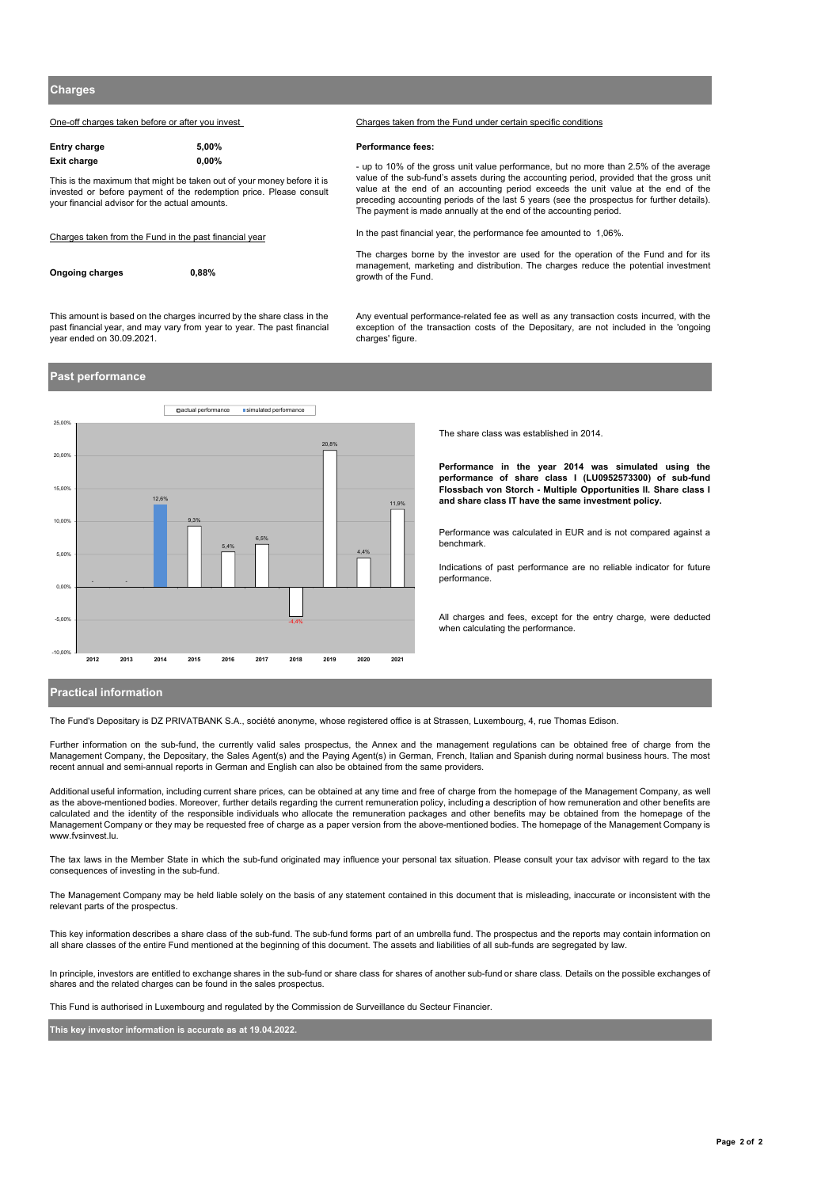## Charges

One-off charges taken before or after you invest

| | |
|---|---|
| **Entry charge** | **5,00%** |
| **Exit charge** | **0,00%** |

This is the maximum that might be taken out of your money before it is invested or before payment of the redemption price. Please consult your financial advisor for the actual amounts.

Charges taken from the Fund in the past financial year

| | |
|---|---|
| **Ongoing charges** | **0,88%** |

This amount is based on the charges incurred by the share class in the past financial year, and may vary from year to year. The past financial year ended on 30.09.2021.

Charges taken from the Fund under certain specific conditions

**Performance fees:**

- up to 10% of the gross unit value performance, but no more than 2.5% of the average value of the sub-fund's assets during the accounting period, provided that the gross unit value at the end of an accounting period exceeds the unit value at the end of the preceding accounting periods of the last 5 years (see the prospectus for further details). The payment is made annually at the end of the accounting period.

In the past financial year, the performance fee amounted to 1,06%.

The charges borne by the investor are used for the operation of the Fund and for its management, marketing and distribution. The charges reduce the potential investment growth of the Fund.

Any eventual performance-related fee as well as any transaction costs incurred, with the exception of the transaction costs of the Depositary, are not included in the 'ongoing charges' figure.

## Past performance

actual performance
simulated performance

25,00%
20,00%
15,00%
10,00%
5,00%
0,00%
-5,00%
-10,00%

2012: -
2013: -
2014: 12,6%
2015: 9,3%
2016: 5,4%
2017: 6,5%
2018: -4,4%
2019: 20,8%
2020: 4,4%
2021: 11,9%

The share class was established in 2014.

**Performance in the year 2014 was simulated using the performance of share class I (LU0952573300) of sub-fund Flossbach von Storch - Multiple Opportunities II. Share class I and share class IT have the same investment policy.**

Performance was calculated in EUR and is not compared against a benchmark.

Indications of past performance are no reliable indicator for future performance.

All charges and fees, except for the entry charge, were deducted when calculating the performance.

## Practical information

The Fund's Depositary is DZ PRIVATBANK S.A., société anonyme, whose registered office is at Strassen, Luxembourg, 4, rue Thomas Edison.

Further information on the sub-fund, the currently valid sales prospectus, the Annex and the management regulations can be obtained free of charge from the Management Company, the Depositary, the Sales Agent(s) and the Paying Agent(s) in German, French, Italian and Spanish during normal business hours. The most recent annual and semi-annual reports in German and English can also be obtained from the same providers.

Additional useful information, including current share prices, can be obtained at any time and free of charge from the homepage of the Management Company, as well as the above-mentioned bodies. Moreover, further details regarding the current remuneration policy, including a description of how remuneration and other benefits are calculated and the identity of the responsible individuals who allocate the remuneration packages and other benefits may be obtained from the homepage of the Management Company or they may be requested free of charge as a paper version from the above-mentioned bodies. The homepage of the Management Company is www.fvsinvest.lu.

The tax laws in the Member State in which the sub-fund originated may influence your personal tax situation. Please consult your tax advisor with regard to the tax consequences of investing in the sub-fund.

The Management Company may be held liable solely on the basis of any statement contained in this document that is misleading, inaccurate or inconsistent with the relevant parts of the prospectus.

This key information describes a share class of the sub-fund. The sub-fund forms part of an umbrella fund. The prospectus and the reports may contain information on all share classes of the entire Fund mentioned at the beginning of this document. The assets and liabilities of all sub-funds are segregated by law.

In principle, investors are entitled to exchange shares in the sub-fund or share class for shares of another sub-fund or share class. Details on the possible exchanges of shares and the related charges can be found in the sales prospectus.

This Fund is authorised in Luxembourg and regulated by the Commission de Surveillance du Secteur Financier.

**This key investor information is accurate as at 19.04.2022.**